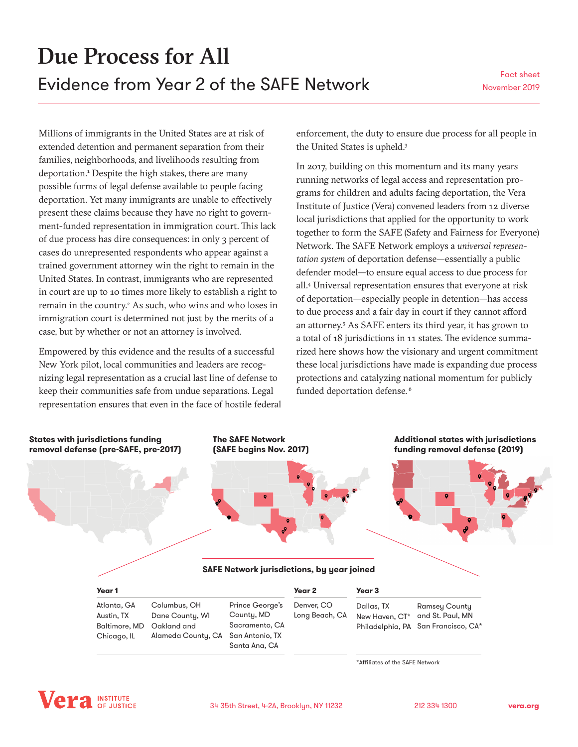# Due Process for All

## Evidence from Year 2 of the SAFE Network

Fact sheet
November 2019

Millions of immigrants in the United States are at risk of extended detention and permanent separation from their families, neighborhoods, and livelihoods resulting from deportation.[1] Despite the high stakes, there are many possible forms of legal defense available to people facing deportation. Yet many immigrants are unable to effectively present these claims because they have no right to government-funded representation in immigration court. This lack of due process has dire consequences: in only 3 percent of cases do unrepresented respondents who appear against a trained government attorney win the right to remain in the United States. In contrast, immigrants who are represented in court are up to 10 times more likely to establish a right to remain in the country.[2] As such, who wins and who loses in immigration court is determined not just by the merits of a case, but by whether or not an attorney is involved.

Empowered by this evidence and the results of a successful New York pilot, local communities and leaders are recognizing legal representation as a crucial last line of defense to keep their communities safe from undue separations. Legal representation ensures that even in the face of hostile federal enforcement, the duty to ensure due process for all people in the United States is upheld.[3]

In 2017, building on this momentum and its many years running networks of legal access and representation programs for children and adults facing deportation, the Vera Institute of Justice (Vera) convened leaders from 12 diverse local jurisdictions that applied for the opportunity to work together to form the SAFE (Safety and Fairness for Everyone) Network. The SAFE Network employs a *universal representation system* of deportation defense—essentially a public defender model—to ensure equal access to due process for all.[4] Universal representation ensures that everyone at risk of deportation—especially people in detention—has access to due process and a fair day in court if they cannot afford an attorney.[5] As SAFE enters its third year, it has grown to a total of 18 jurisdictions in 11 states. The evidence summarized here shows how the visionary and urgent commitment these local jurisdictions have made is expanding due process protections and catalyzing national momentum for publicly funded deportation defense.[6]

**States with jurisdictions funding removal defense (pre-SAFE, pre-2017)**

**The SAFE Network (SAFE begins Nov. 2017)**

**Additional states with jurisdictions funding removal defense (2019)**

**SAFE Network jurisdictions, by year joined**

**Year 1**

- Atlanta, GA
- Austin, TX
- Baltimore, MD
- Chicago, IL
- Columbus, OH
- Dane County, WI
- Oakland and Alameda County, CA
- Prince George's County, MD
- Sacramento, CA
- San Antonio, TX
- Santa Ana, CA

**Year 2**

- Denver, CO
- Long Beach, CA

**Year 3**

- Dallas, TX
- New Haven, CT*
- Philadelphia, PA
- Ramsey County and St. Paul, MN
- San Francisco, CA*

*Affiliates of the SAFE Network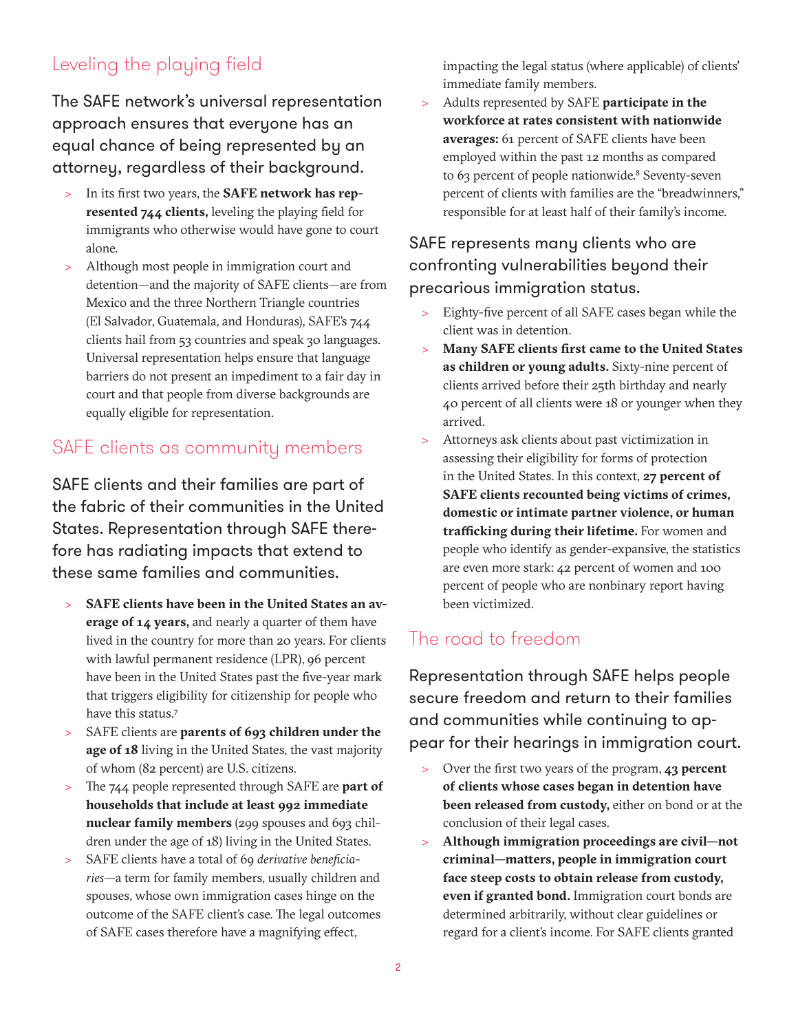## Leveling the playing field

The SAFE network's universal representation approach ensures that everyone has an equal chance of being represented by an attorney, regardless of their background.

- In its first two years, the **SAFE network has represented 744 clients,** leveling the playing field for immigrants who otherwise would have gone to court alone.
- Although most people in immigration court and detention—and the majority of SAFE clients—are from Mexico and the three Northern Triangle countries (El Salvador, Guatemala, and Honduras), SAFE's 744 clients hail from 53 countries and speak 30 languages. Universal representation helps ensure that language barriers do not present an impediment to a fair day in court and that people from diverse backgrounds are equally eligible for representation.

## SAFE clients as community members

SAFE clients and their families are part of the fabric of their communities in the United States. Representation through SAFE therefore has radiating impacts that extend to these same families and communities.

- **SAFE clients have been in the United States an average of 14 years,** and nearly a quarter of them have lived in the country for more than 20 years. For clients with lawful permanent residence (LPR), 96 percent have been in the United States past the five-year mark that triggers eligibility for citizenship for people who have this status.[7]
- SAFE clients are **parents of 693 children under the age of 18** living in the United States, the vast majority of whom (82 percent) are U.S. citizens.
- The 744 people represented through SAFE are **part of households that include at least 992 immediate nuclear family members** (299 spouses and 693 children under the age of 18) living in the United States.
- SAFE clients have a total of 69 *derivative beneficiaries*—a term for family members, usually children and spouses, whose own immigration cases hinge on the outcome of the SAFE client's case. The legal outcomes of SAFE cases therefore have a magnifying effect, impacting the legal status (where applicable) of clients' immediate family members.
- Adults represented by SAFE **participate in the workforce at rates consistent with nationwide averages:** 61 percent of SAFE clients have been employed within the past 12 months as compared to 63 percent of people nationwide.[8] Seventy-seven percent of clients with families are the "breadwinners," responsible for at least half of their family's income.

SAFE represents many clients who are confronting vulnerabilities beyond their precarious immigration status.

- Eighty-five percent of all SAFE cases began while the client was in detention.
- **Many SAFE clients first came to the United States as children or young adults.** Sixty-nine percent of clients arrived before their 25th birthday and nearly 40 percent of all clients were 18 or younger when they arrived.
- Attorneys ask clients about past victimization in assessing their eligibility for forms of protection in the United States. In this context, **27 percent of SAFE clients recounted being victims of crimes, domestic or intimate partner violence, or human trafficking during their lifetime.** For women and people who identify as gender-expansive, the statistics are even more stark: 42 percent of women and 100 percent of people who are nonbinary report having been victimized.

## The road to freedom

Representation through SAFE helps people secure freedom and return to their families and communities while continuing to appear for their hearings in immigration court.

- Over the first two years of the program, **43 percent of clients whose cases began in detention have been released from custody,** either on bond or at the conclusion of their legal cases.
- **Although immigration proceedings are civil—not criminal—matters, people in immigration court face steep costs to obtain release from custody, even if granted bond.** Immigration court bonds are determined arbitrarily, without clear guidelines or regard for a client's income. For SAFE clients granted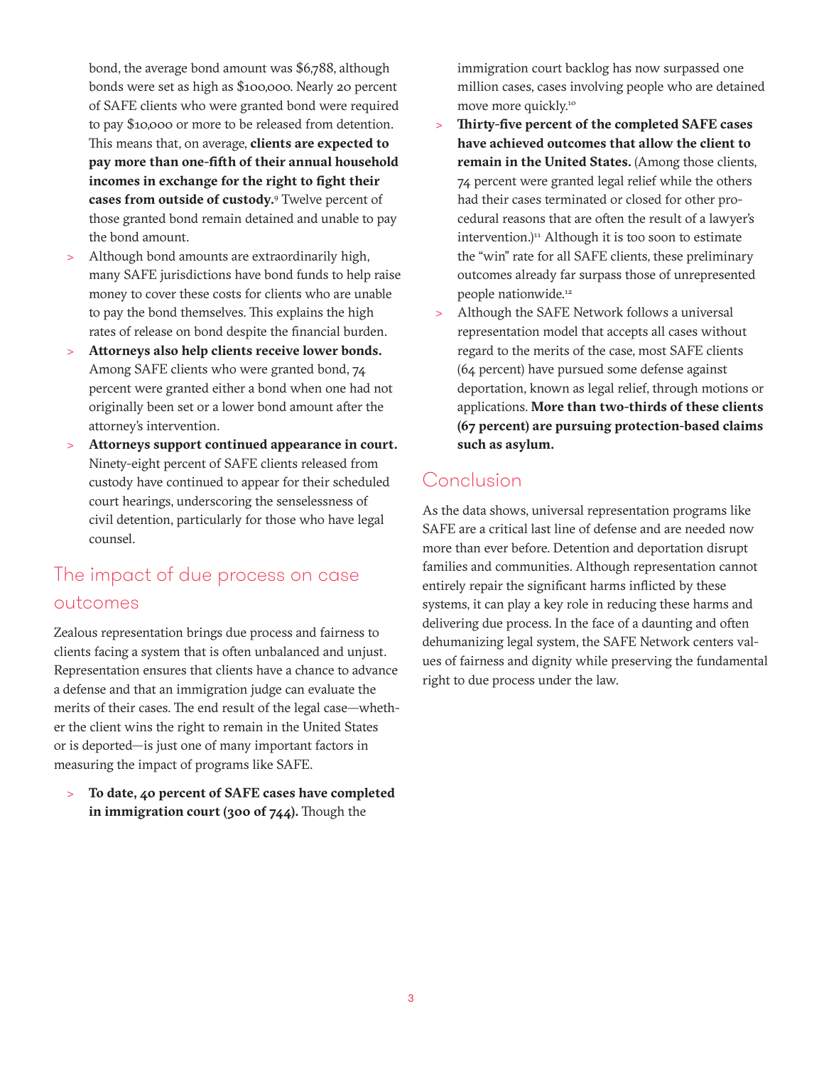bond, the average bond amount was $6,788, although bonds were set as high as $100,000. Nearly 20 percent of SAFE clients who were granted bond were required to pay $10,000 or more to be released from detention. This means that, on average, **clients are expected to pay more than one-fifth of their annual household incomes in exchange for the right to fight their cases from outside of custody.**[9] Twelve percent of those granted bond remain detained and unable to pay the bond amount.

- Although bond amounts are extraordinarily high, many SAFE jurisdictions have bond funds to help raise money to cover these costs for clients who are unable to pay the bond themselves. This explains the high rates of release on bond despite the financial burden.
- **Attorneys also help clients receive lower bonds.** Among SAFE clients who were granted bond, 74 percent were granted either a bond when one had not originally been set or a lower bond amount after the attorney's intervention.
- **Attorneys support continued appearance in court.** Ninety-eight percent of SAFE clients released from custody have continued to appear for their scheduled court hearings, underscoring the senselessness of civil detention, particularly for those who have legal counsel.

## The impact of due process on case outcomes

Zealous representation brings due process and fairness to clients facing a system that is often unbalanced and unjust. Representation ensures that clients have a chance to advance a defense and that an immigration judge can evaluate the merits of their cases. The end result of the legal case—whether the client wins the right to remain in the United States or is deported—is just one of many important factors in measuring the impact of programs like SAFE.

- **To date, 40 percent of SAFE cases have completed in immigration court (300 of 744).** Though the immigration court backlog has now surpassed one million cases, cases involving people who are detained move more quickly.[10]
- **Thirty-five percent of the completed SAFE cases have achieved outcomes that allow the client to remain in the United States.** (Among those clients, 74 percent were granted legal relief while the others had their cases terminated or closed for other procedural reasons that are often the result of a lawyer's intervention.)[11] Although it is too soon to estimate the "win" rate for all SAFE clients, these preliminary outcomes already far surpass those of unrepresented people nationwide.[12]
- Although the SAFE Network follows a universal representation model that accepts all cases without regard to the merits of the case, most SAFE clients (64 percent) have pursued some defense against deportation, known as legal relief, through motions or applications. **More than two-thirds of these clients (67 percent) are pursuing protection-based claims such as asylum.**

## Conclusion

As the data shows, universal representation programs like SAFE are a critical last line of defense and are needed now more than ever before. Detention and deportation disrupt families and communities. Although representation cannot entirely repair the significant harms inflicted by these systems, it can play a key role in reducing these harms and delivering due process. In the face of a daunting and often dehumanizing legal system, the SAFE Network centers values of fairness and dignity while preserving the fundamental right to due process under the law.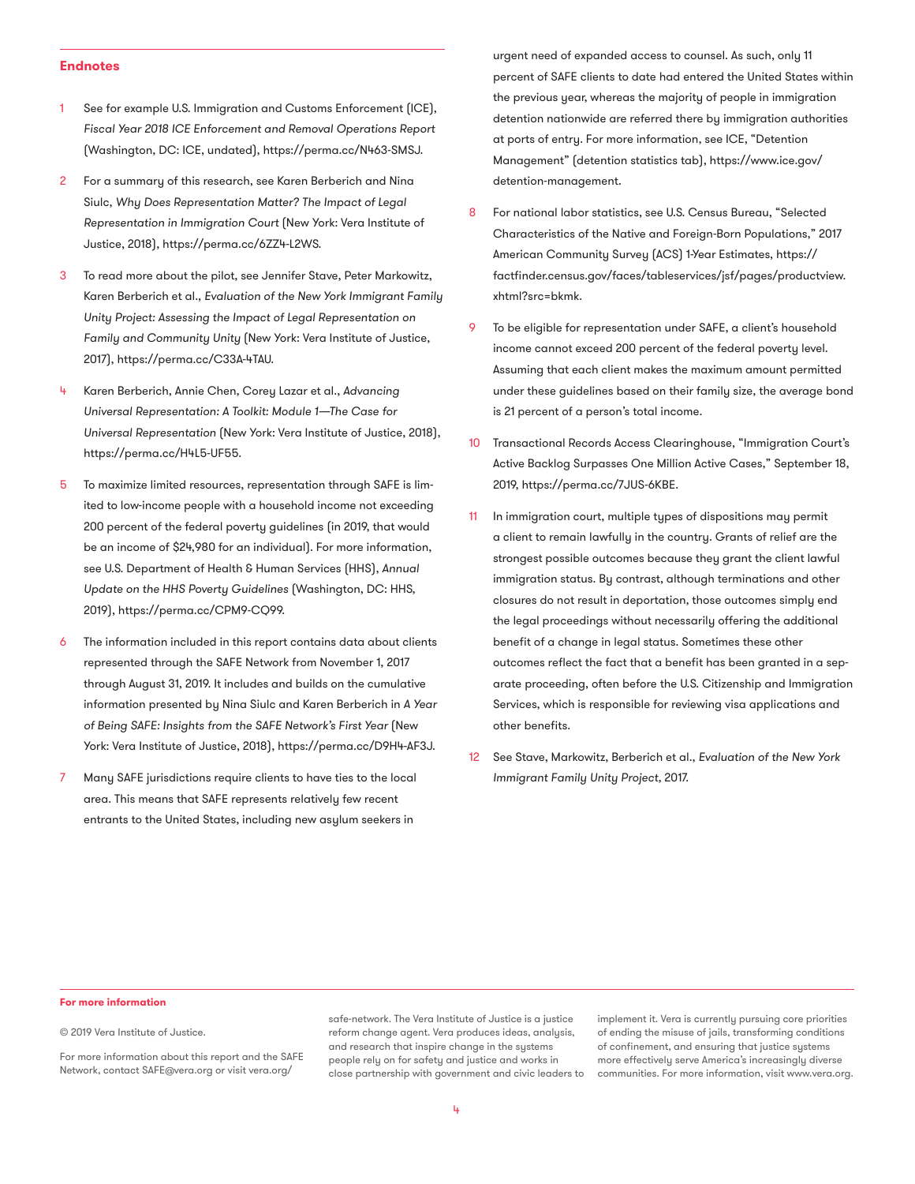## Endnotes

1. See for example U.S. Immigration and Customs Enforcement (ICE), *Fiscal Year 2018 ICE Enforcement and Removal Operations Report* (Washington, DC: ICE, undated), https://perma.cc/N463-SMSJ.

2. For a summary of this research, see Karen Berberich and Nina Siulc, *Why Does Representation Matter? The Impact of Legal Representation in Immigration Court* (New York: Vera Institute of Justice, 2018), https://perma.cc/6ZZ4-L2WS.

3. To read more about the pilot, see Jennifer Stave, Peter Markowitz, Karen Berberich et al., *Evaluation of the New York Immigrant Family Unity Project: Assessing the Impact of Legal Representation on Family and Community Unity* (New York: Vera Institute of Justice, 2017), https://perma.cc/C33A-4TAU.

4. Karen Berberich, Annie Chen, Corey Lazar et al., *Advancing Universal Representation: A Toolkit: Module 1—The Case for Universal Representation* (New York: Vera Institute of Justice, 2018), https://perma.cc/H4L5-UF55.

5. To maximize limited resources, representation through SAFE is limited to low-income people with a household income not exceeding 200 percent of the federal poverty guidelines (in 2019, that would be an income of $24,980 for an individual). For more information, see U.S. Department of Health & Human Services (HHS), *Annual Update on the HHS Poverty Guidelines* (Washington, DC: HHS, 2019), https://perma.cc/CPM9-CQ99.

6. The information included in this report contains data about clients represented through the SAFE Network from November 1, 2017 through August 31, 2019. It includes and builds on the cumulative information presented by Nina Siulc and Karen Berberich in *A Year of Being SAFE: Insights from the SAFE Network's First Year* (New York: Vera Institute of Justice, 2018), https://perma.cc/D9H4-AF3J.

7. Many SAFE jurisdictions require clients to have ties to the local area. This means that SAFE represents relatively few recent entrants to the United States, including new asylum seekers in urgent need of expanded access to counsel. As such, only 11 percent of SAFE clients to date had entered the United States within the previous year, whereas the majority of people in immigration detention nationwide are referred there by immigration authorities at ports of entry. For more information, see ICE, "Detention Management" (detention statistics tab), https://www.ice.gov/detention-management.

8. For national labor statistics, see U.S. Census Bureau, "Selected Characteristics of the Native and Foreign-Born Populations," 2017 American Community Survey (ACS) 1-Year Estimates, https://factfinder.census.gov/faces/tableservices/jsf/pages/productview.xhtml?src=bkmk.

9. To be eligible for representation under SAFE, a client's household income cannot exceed 200 percent of the federal poverty level. Assuming that each client makes the maximum amount permitted under these guidelines based on their family size, the average bond is 21 percent of a person's total income.

10. Transactional Records Access Clearinghouse, "Immigration Court's Active Backlog Surpasses One Million Active Cases," September 18, 2019, https://perma.cc/7JUS-6KBE.

11. In immigration court, multiple types of dispositions may permit a client to remain lawfully in the country. Grants of relief are the strongest possible outcomes because they grant the client lawful immigration status. By contrast, although terminations and other closures do not result in deportation, those outcomes simply end the legal proceedings without necessarily offering the additional benefit of a change in legal status. Sometimes these other outcomes reflect the fact that a benefit has been granted in a separate proceeding, often before the U.S. Citizenship and Immigration Services, which is responsible for reviewing visa applications and other benefits.

12. See Stave, Markowitz, Berberich et al., *Evaluation of the New York Immigrant Family Unity Project*, 2017.

**For more information**

© 2019 Vera Institute of Justice.

For more information about this report and the SAFE Network, contact SAFE@vera.org or visit vera.org/safe-network. The Vera Institute of Justice is a justice reform change agent. Vera produces ideas, analysis, and research that inspire change in the systems people rely on for safety and justice and works in close partnership with government and civic leaders to implement it. Vera is currently pursuing core priorities of ending the misuse of jails, transforming conditions of confinement, and ensuring that justice systems more effectively serve America's increasingly diverse communities. For more information, visit www.vera.org.